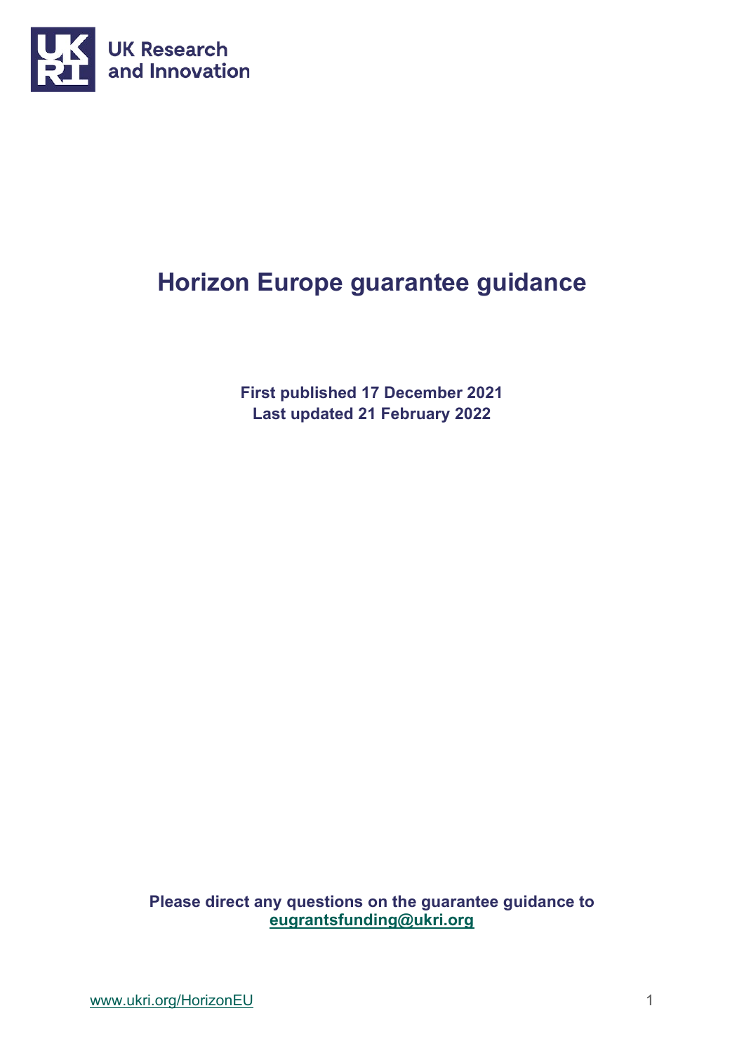UK Research and Innovation

# Horizon Europe guarantee guidance

**First published 17 December 2021**
**Last updated 21 February 2022**

**Please direct any questions on the guarantee guidance to [eugrantsfunding@ukri.org](mailto:eugrantsfunding@ukri.org)**

[www.ukri.org/HorizonEU](http://www.ukri.org/HorizonEU)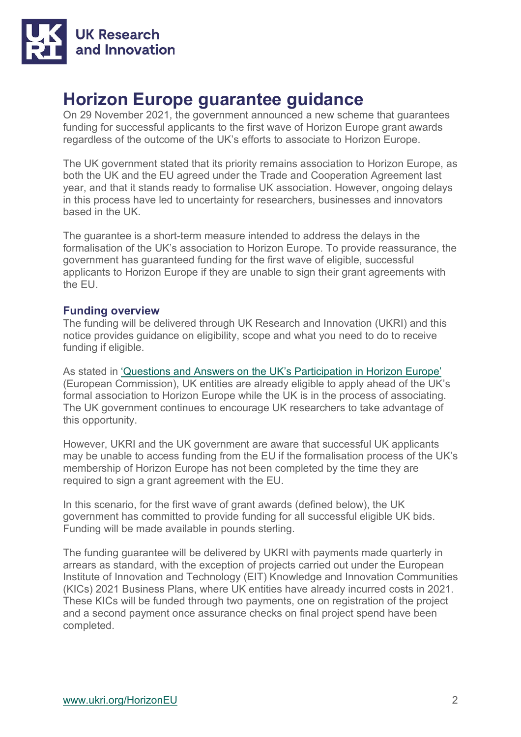# Horizon Europe guarantee guidance

On 29 November 2021, the government announced a new scheme that guarantees funding for successful applicants to the first wave of Horizon Europe grant awards regardless of the outcome of the UK's efforts to associate to Horizon Europe.

The UK government stated that its priority remains association to Horizon Europe, as both the UK and the EU agreed under the Trade and Cooperation Agreement last year, and that it stands ready to formalise UK association. However, ongoing delays in this process have led to uncertainty for researchers, businesses and innovators based in the UK.

The guarantee is a short-term measure intended to address the delays in the formalisation of the UK's association to Horizon Europe. To provide reassurance, the government has guaranteed funding for the first wave of eligible, successful applicants to Horizon Europe if they are unable to sign their grant agreements with the EU.

## Funding overview

The funding will be delivered through UK Research and Innovation (UKRI) and this notice provides guidance on eligibility, scope and what you need to do to receive funding if eligible.

As stated in 'Questions and Answers on the UK's Participation in Horizon Europe' (European Commission), UK entities are already eligible to apply ahead of the UK's formal association to Horizon Europe while the UK is in the process of associating. The UK government continues to encourage UK researchers to take advantage of this opportunity.

However, UKRI and the UK government are aware that successful UK applicants may be unable to access funding from the EU if the formalisation process of the UK's membership of Horizon Europe has not been completed by the time they are required to sign a grant agreement with the EU.

In this scenario, for the first wave of grant awards (defined below), the UK government has committed to provide funding for all successful eligible UK bids. Funding will be made available in pounds sterling.

The funding guarantee will be delivered by UKRI with payments made quarterly in arrears as standard, with the exception of projects carried out under the European Institute of Innovation and Technology (EIT) Knowledge and Innovation Communities (KICs) 2021 Business Plans, where UK entities have already incurred costs in 2021. These KICs will be funded through two payments, one on registration of the project and a second payment once assurance checks on final project spend have been completed.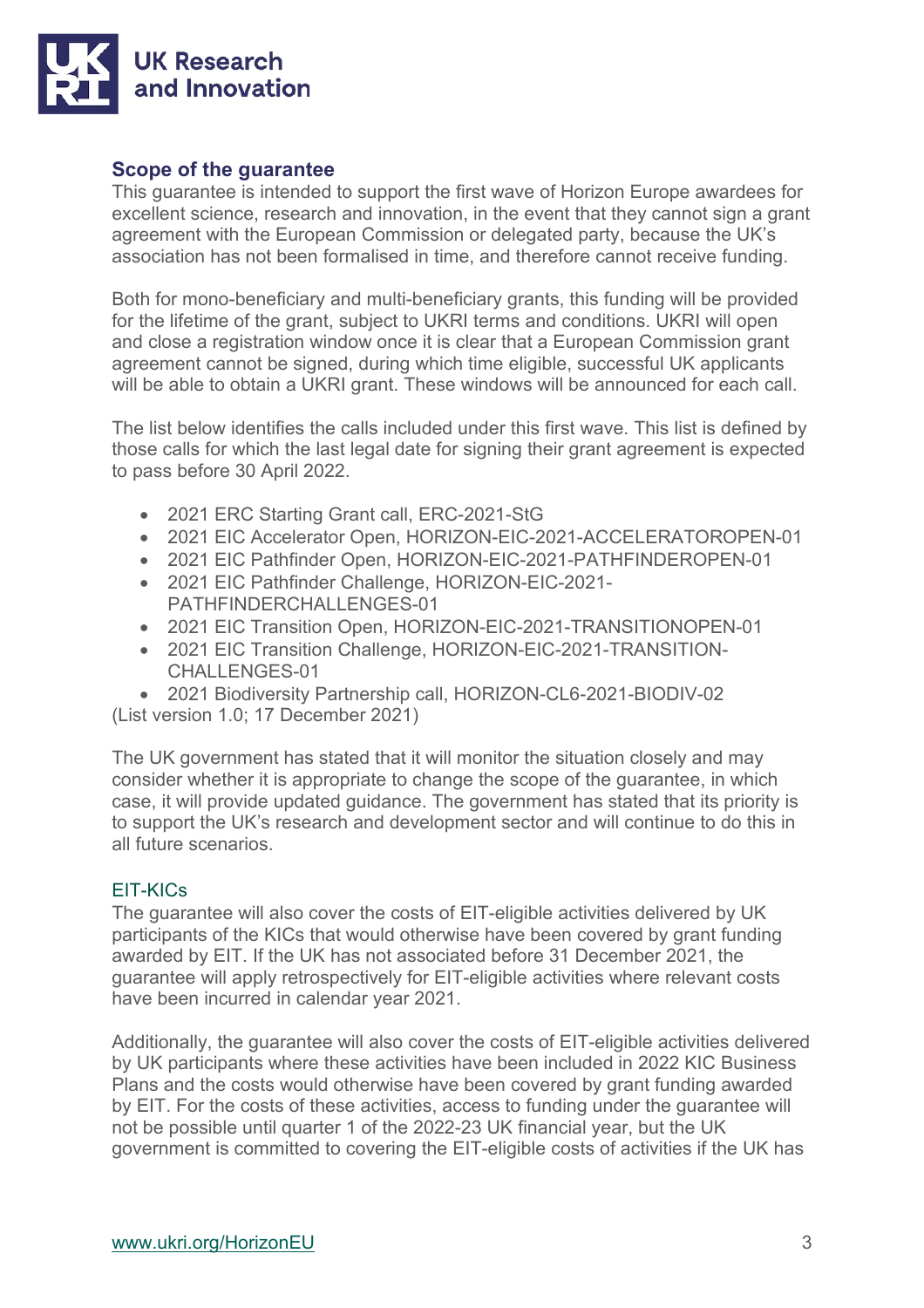## Scope of the guarantee

This guarantee is intended to support the first wave of Horizon Europe awardees for excellent science, research and innovation, in the event that they cannot sign a grant agreement with the European Commission or delegated party, because the UK's association has not been formalised in time, and therefore cannot receive funding.

Both for mono-beneficiary and multi-beneficiary grants, this funding will be provided for the lifetime of the grant, subject to UKRI terms and conditions. UKRI will open and close a registration window once it is clear that a European Commission grant agreement cannot be signed, during which time eligible, successful UK applicants will be able to obtain a UKRI grant. These windows will be announced for each call.

The list below identifies the calls included under this first wave. This list is defined by those calls for which the last legal date for signing their grant agreement is expected to pass before 30 April 2022.

- 2021 ERC Starting Grant call, ERC-2021-StG
- 2021 EIC Accelerator Open, HORIZON-EIC-2021-ACCELERATOROPEN-01
- 2021 EIC Pathfinder Open, HORIZON-EIC-2021-PATHFINDEROPEN-01
- 2021 EIC Pathfinder Challenge, HORIZON-EIC-2021-PATHFINDERCHALLENGES-01
- 2021 EIC Transition Open, HORIZON-EIC-2021-TRANSITIONOPEN-01
- 2021 EIC Transition Challenge, HORIZON-EIC-2021-TRANSITION-CHALLENGES-01
- 2021 Biodiversity Partnership call, HORIZON-CL6-2021-BIODIV-02

(List version 1.0; 17 December 2021)

The UK government has stated that it will monitor the situation closely and may consider whether it is appropriate to change the scope of the guarantee, in which case, it will provide updated guidance. The government has stated that its priority is to support the UK's research and development sector and will continue to do this in all future scenarios.

### EIT-KICs

The guarantee will also cover the costs of EIT-eligible activities delivered by UK participants of the KICs that would otherwise have been covered by grant funding awarded by EIT. If the UK has not associated before 31 December 2021, the guarantee will apply retrospectively for EIT-eligible activities where relevant costs have been incurred in calendar year 2021.

Additionally, the guarantee will also cover the costs of EIT-eligible activities delivered by UK participants where these activities have been included in 2022 KIC Business Plans and the costs would otherwise have been covered by grant funding awarded by EIT. For the costs of these activities, access to funding under the guarantee will not be possible until quarter 1 of the 2022-23 UK financial year, but the UK government is committed to covering the EIT-eligible costs of activities if the UK has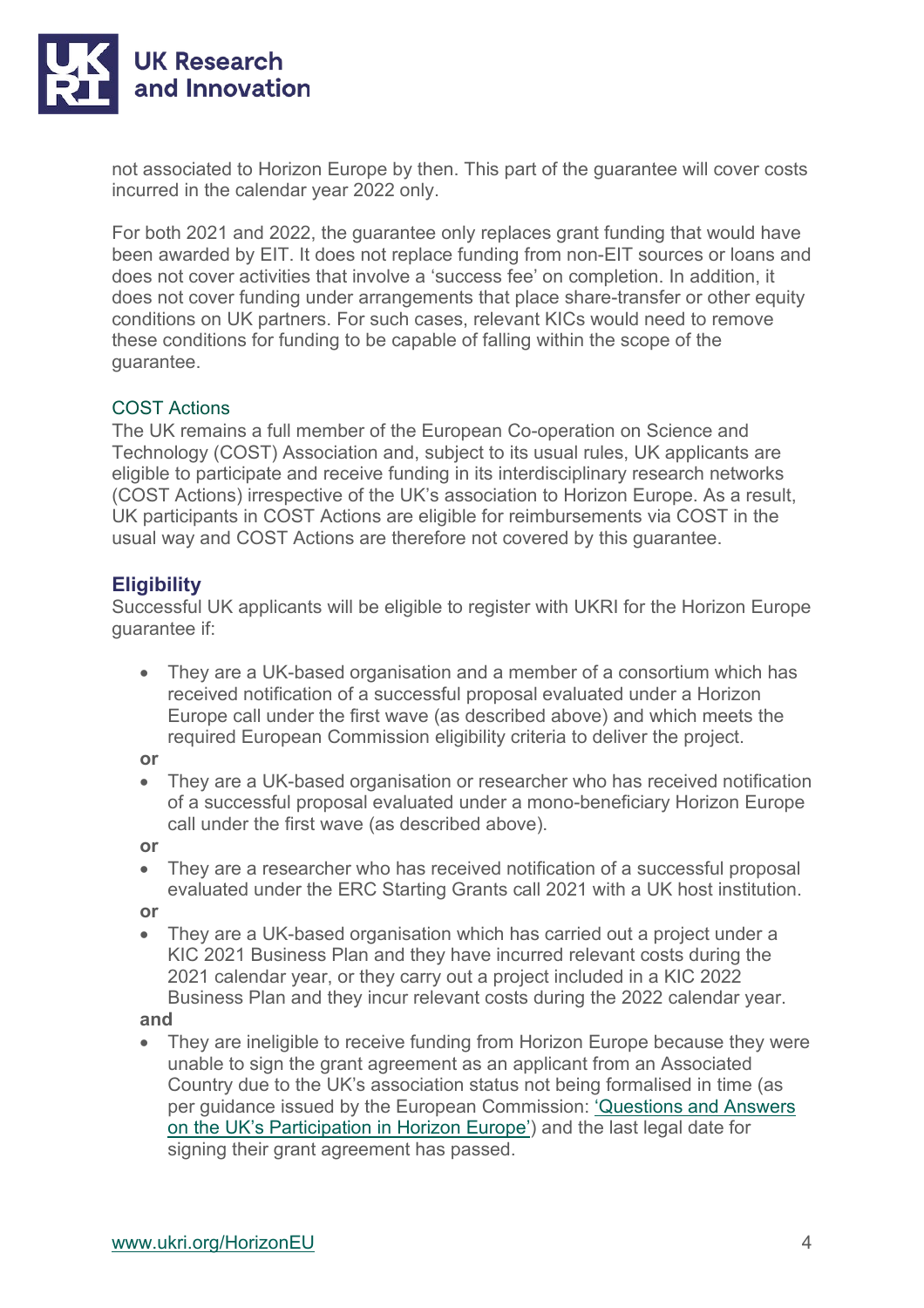not associated to Horizon Europe by then. This part of the guarantee will cover costs incurred in the calendar year 2022 only.

For both 2021 and 2022, the guarantee only replaces grant funding that would have been awarded by EIT. It does not replace funding from non-EIT sources or loans and does not cover activities that involve a 'success fee' on completion. In addition, it does not cover funding under arrangements that place share-transfer or other equity conditions on UK partners. For such cases, relevant KICs would need to remove these conditions for funding to be capable of falling within the scope of the guarantee.

### COST Actions

The UK remains a full member of the European Co-operation on Science and Technology (COST) Association and, subject to its usual rules, UK applicants are eligible to participate and receive funding in its interdisciplinary research networks (COST Actions) irrespective of the UK's association to Horizon Europe. As a result, UK participants in COST Actions are eligible for reimbursements via COST in the usual way and COST Actions are therefore not covered by this guarantee.

## Eligibility

Successful UK applicants will be eligible to register with UKRI for the Horizon Europe guarantee if:

- They are a UK-based organisation and a member of a consortium which has received notification of a successful proposal evaluated under a Horizon Europe call under the first wave (as described above) and which meets the required European Commission eligibility criteria to deliver the project.

**or**

- They are a UK-based organisation or researcher who has received notification of a successful proposal evaluated under a mono-beneficiary Horizon Europe call under the first wave (as described above).

**or**

- They are a researcher who has received notification of a successful proposal evaluated under the ERC Starting Grants call 2021 with a UK host institution.

**or**

- They are a UK-based organisation which has carried out a project under a KIC 2021 Business Plan and they have incurred relevant costs during the 2021 calendar year, or they carry out a project included in a KIC 2022 Business Plan and they incur relevant costs during the 2022 calendar year.

**and**

- They are ineligible to receive funding from Horizon Europe because they were unable to sign the grant agreement as an applicant from an Associated Country due to the UK's association status not being formalised in time (as per guidance issued by the European Commission: 'Questions and Answers on the UK's Participation in Horizon Europe') and the last legal date for signing their grant agreement has passed.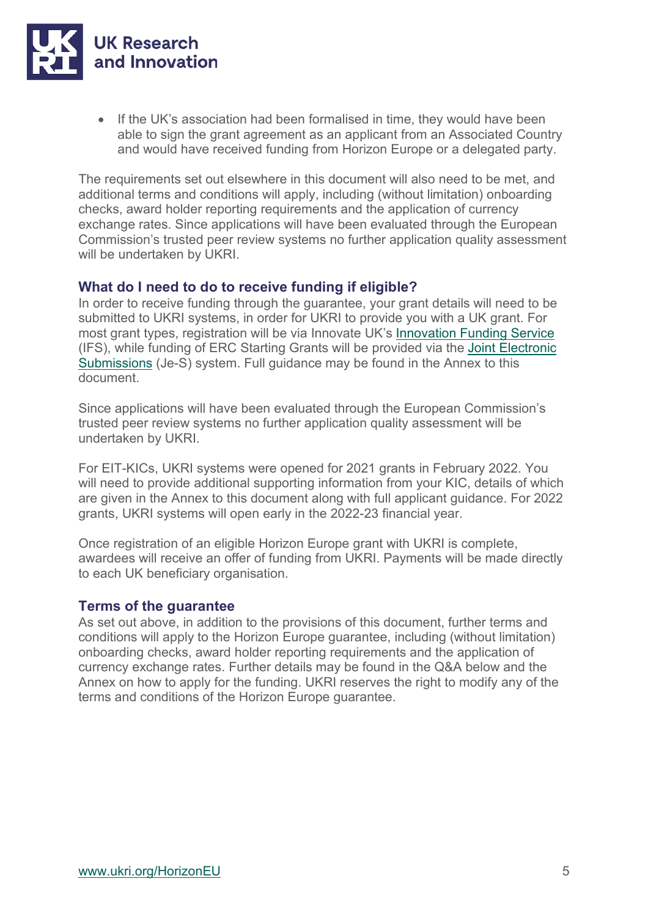- If the UK's association had been formalised in time, they would have been able to sign the grant agreement as an applicant from an Associated Country and would have received funding from Horizon Europe or a delegated party.

The requirements set out elsewhere in this document will also need to be met, and additional terms and conditions will apply, including (without limitation) onboarding checks, award holder reporting requirements and the application of currency exchange rates. Since applications will have been evaluated through the European Commission's trusted peer review systems no further application quality assessment will be undertaken by UKRI.

### What do I need to do to receive funding if eligible?

In order to receive funding through the guarantee, your grant details will need to be submitted to UKRI systems, in order for UKRI to provide you with a UK grant. For most grant types, registration will be via Innovate UK's Innovation Funding Service (IFS), while funding of ERC Starting Grants will be provided via the Joint Electronic Submissions (Je-S) system. Full guidance may be found in the Annex to this document.

Since applications will have been evaluated through the European Commission's trusted peer review systems no further application quality assessment will be undertaken by UKRI.

For EIT-KICs, UKRI systems were opened for 2021 grants in February 2022. You will need to provide additional supporting information from your KIC, details of which are given in the Annex to this document along with full applicant guidance. For 2022 grants, UKRI systems will open early in the 2022-23 financial year.

Once registration of an eligible Horizon Europe grant with UKRI is complete, awardees will receive an offer of funding from UKRI. Payments will be made directly to each UK beneficiary organisation.

### Terms of the guarantee

As set out above, in addition to the provisions of this document, further terms and conditions will apply to the Horizon Europe guarantee, including (without limitation) onboarding checks, award holder reporting requirements and the application of currency exchange rates. Further details may be found in the Q&A below and the Annex on how to apply for the funding. UKRI reserves the right to modify any of the terms and conditions of the Horizon Europe guarantee.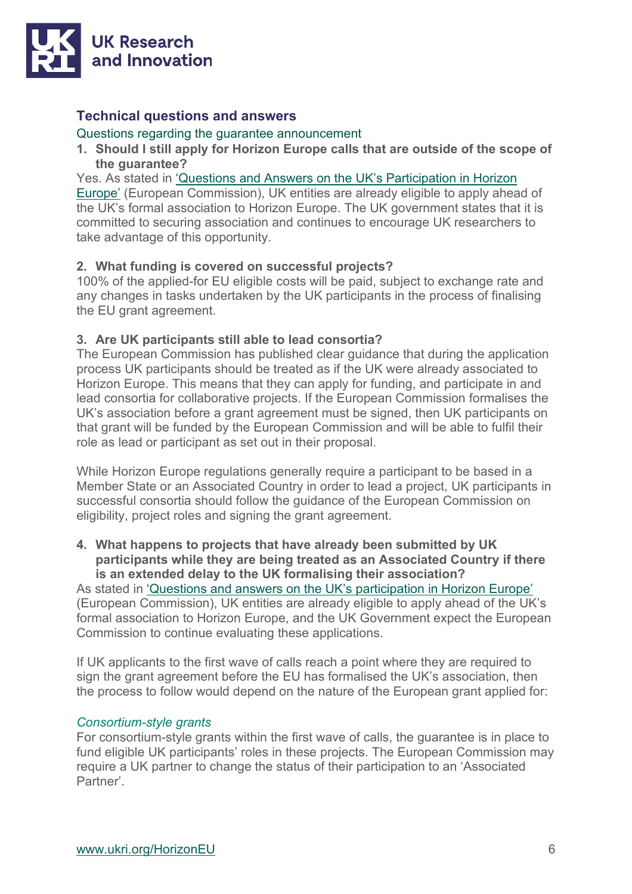## Technical questions and answers

### Questions regarding the guarantee announcement

1. **Should I still apply for Horizon Europe calls that are outside of the scope of the guarantee?**

Yes. As stated in 'Questions and Answers on the UK's Participation in Horizon Europe' (European Commission), UK entities are already eligible to apply ahead of the UK's formal association to Horizon Europe. The UK government states that it is committed to securing association and continues to encourage UK researchers to take advantage of this opportunity.

2. **What funding is covered on successful projects?**

100% of the applied-for EU eligible costs will be paid, subject to exchange rate and any changes in tasks undertaken by the UK participants in the process of finalising the EU grant agreement.

3. **Are UK participants still able to lead consortia?**

The European Commission has published clear guidance that during the application process UK participants should be treated as if the UK were already associated to Horizon Europe. This means that they can apply for funding, and participate in and lead consortia for collaborative projects. If the European Commission formalises the UK's association before a grant agreement must be signed, then UK participants on that grant will be funded by the European Commission and will be able to fulfil their role as lead or participant as set out in their proposal.

While Horizon Europe regulations generally require a participant to be based in a Member State or an Associated Country in order to lead a project, UK participants in successful consortia should follow the guidance of the European Commission on eligibility, project roles and signing the grant agreement.

4. **What happens to projects that have already been submitted by UK participants while they are being treated as an Associated Country if there is an extended delay to the UK formalising their association?**

As stated in 'Questions and answers on the UK's participation in Horizon Europe' (European Commission), UK entities are already eligible to apply ahead of the UK's formal association to Horizon Europe, and the UK Government expect the European Commission to continue evaluating these applications.

If UK applicants to the first wave of calls reach a point where they are required to sign the grant agreement before the EU has formalised the UK's association, then the process to follow would depend on the nature of the European grant applied for:

*Consortium-style grants*

For consortium-style grants within the first wave of calls, the guarantee is in place to fund eligible UK participants' roles in these projects. The European Commission may require a UK partner to change the status of their participation to an 'Associated Partner'.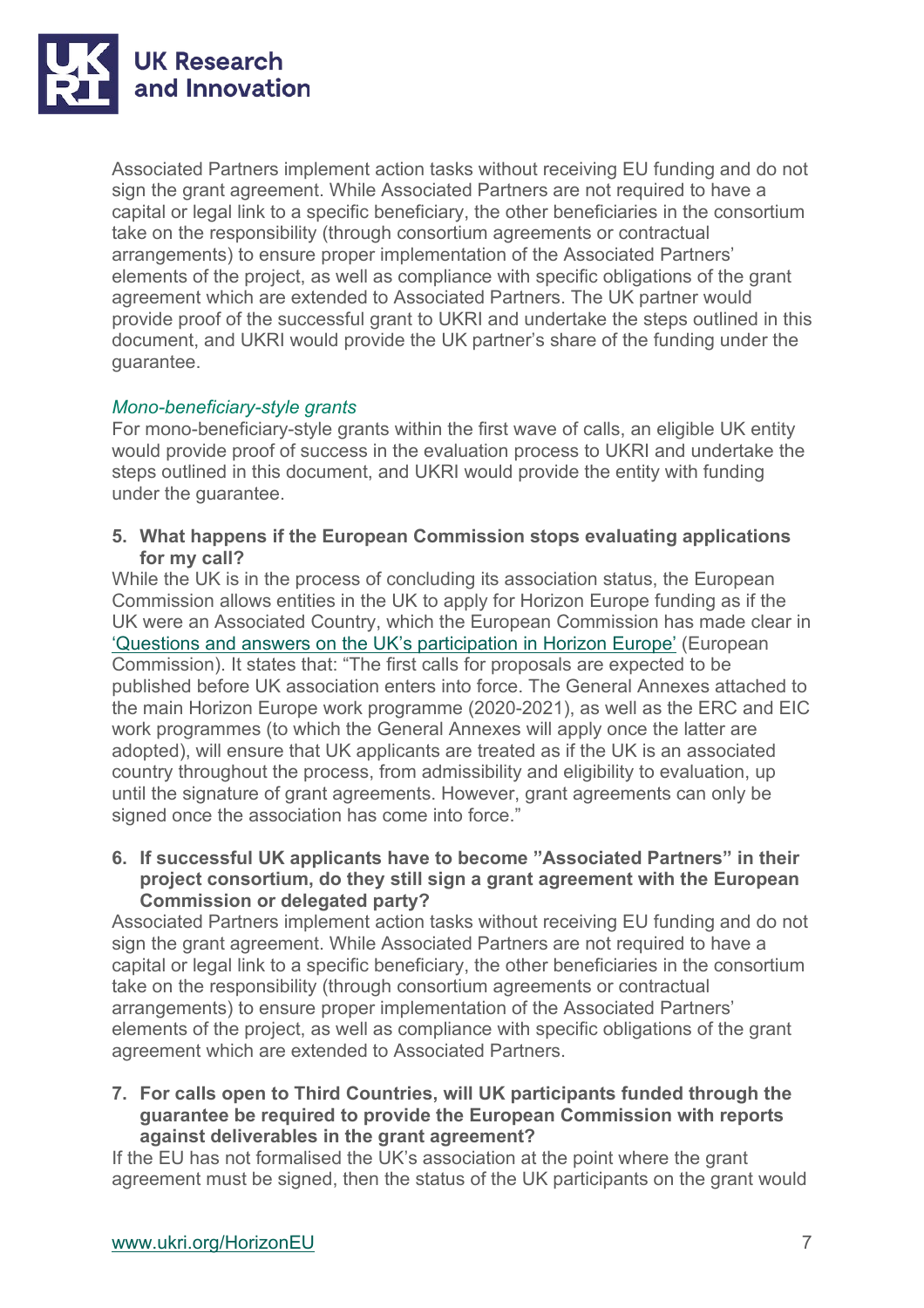Associated Partners implement action tasks without receiving EU funding and do not sign the grant agreement. While Associated Partners are not required to have a capital or legal link to a specific beneficiary, the other beneficiaries in the consortium take on the responsibility (through consortium agreements or contractual arrangements) to ensure proper implementation of the Associated Partners' elements of the project, as well as compliance with specific obligations of the grant agreement which are extended to Associated Partners. The UK partner would provide proof of the successful grant to UKRI and undertake the steps outlined in this document, and UKRI would provide the UK partner's share of the funding under the guarantee.

*Mono-beneficiary-style grants*

For mono-beneficiary-style grants within the first wave of calls, an eligible UK entity would provide proof of success in the evaluation process to UKRI and undertake the steps outlined in this document, and UKRI would provide the entity with funding under the guarantee.

**5. What happens if the European Commission stops evaluating applications for my call?**

While the UK is in the process of concluding its association status, the European Commission allows entities in the UK to apply for Horizon Europe funding as if the UK were an Associated Country, which the European Commission has made clear in 'Questions and answers on the UK's participation in Horizon Europe' (European Commission). It states that: "The first calls for proposals are expected to be published before UK association enters into force. The General Annexes attached to the main Horizon Europe work programme (2020-2021), as well as the ERC and EIC work programmes (to which the General Annexes will apply once the latter are adopted), will ensure that UK applicants are treated as if the UK is an associated country throughout the process, from admissibility and eligibility to evaluation, up until the signature of grant agreements. However, grant agreements can only be signed once the association has come into force."

**6. If successful UK applicants have to become "Associated Partners" in their project consortium, do they still sign a grant agreement with the European Commission or delegated party?**

Associated Partners implement action tasks without receiving EU funding and do not sign the grant agreement. While Associated Partners are not required to have a capital or legal link to a specific beneficiary, the other beneficiaries in the consortium take on the responsibility (through consortium agreements or contractual arrangements) to ensure proper implementation of the Associated Partners' elements of the project, as well as compliance with specific obligations of the grant agreement which are extended to Associated Partners.

**7. For calls open to Third Countries, will UK participants funded through the guarantee be required to provide the European Commission with reports against deliverables in the grant agreement?**

If the EU has not formalised the UK's association at the point where the grant agreement must be signed, then the status of the UK participants on the grant would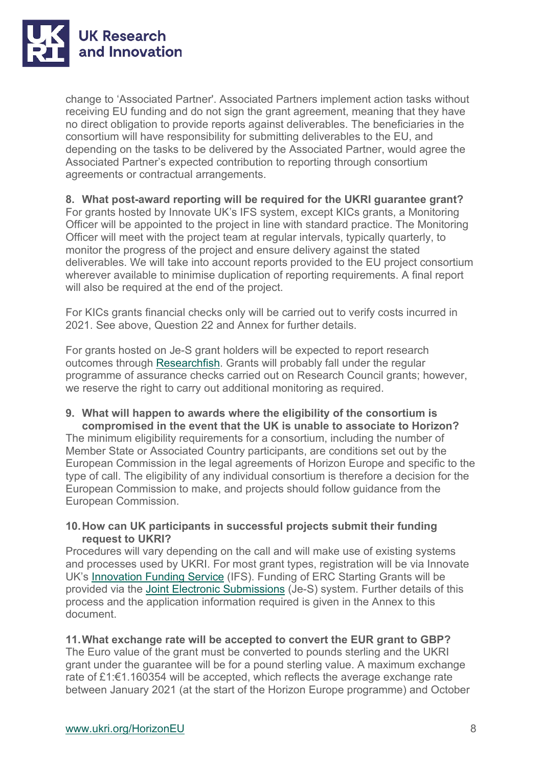change to 'Associated Partner'. Associated Partners implement action tasks without receiving EU funding and do not sign the grant agreement, meaning that they have no direct obligation to provide reports against deliverables. The beneficiaries in the consortium will have responsibility for submitting deliverables to the EU, and depending on the tasks to be delivered by the Associated Partner, would agree the Associated Partner's expected contribution to reporting through consortium agreements or contractual arrangements.

**8. What post-award reporting will be required for the UKRI guarantee grant?**

For grants hosted by Innovate UK's IFS system, except KICs grants, a Monitoring Officer will be appointed to the project in line with standard practice. The Monitoring Officer will meet with the project team at regular intervals, typically quarterly, to monitor the progress of the project and ensure delivery against the stated deliverables. We will take into account reports provided to the EU project consortium wherever available to minimise duplication of reporting requirements. A final report will also be required at the end of the project.

For KICs grants financial checks only will be carried out to verify costs incurred in 2021. See above, Question 22 and Annex for further details.

For grants hosted on Je-S grant holders will be expected to report research outcomes through [Researchfish](). Grants will probably fall under the regular programme of assurance checks carried out on Research Council grants; however, we reserve the right to carry out additional monitoring as required.

**9. What will happen to awards where the eligibility of the consortium is compromised in the event that the UK is unable to associate to Horizon?**

The minimum eligibility requirements for a consortium, including the number of Member State or Associated Country participants, are conditions set out by the European Commission in the legal agreements of Horizon Europe and specific to the type of call. The eligibility of any individual consortium is therefore a decision for the European Commission to make, and projects should follow guidance from the European Commission.

**10. How can UK participants in successful projects submit their funding request to UKRI?**

Procedures will vary depending on the call and will make use of existing systems and processes used by UKRI. For most grant types, registration will be via Innovate UK's [Innovation Funding Service]() (IFS). Funding of ERC Starting Grants will be provided via the [Joint Electronic Submissions]() (Je-S) system. Further details of this process and the application information required is given in the Annex to this document.

**11. What exchange rate will be accepted to convert the EUR grant to GBP?**

The Euro value of the grant must be converted to pounds sterling and the UKRI grant under the guarantee will be for a pound sterling value. A maximum exchange rate of £1:€1.160354 will be accepted, which reflects the average exchange rate between January 2021 (at the start of the Horizon Europe programme) and October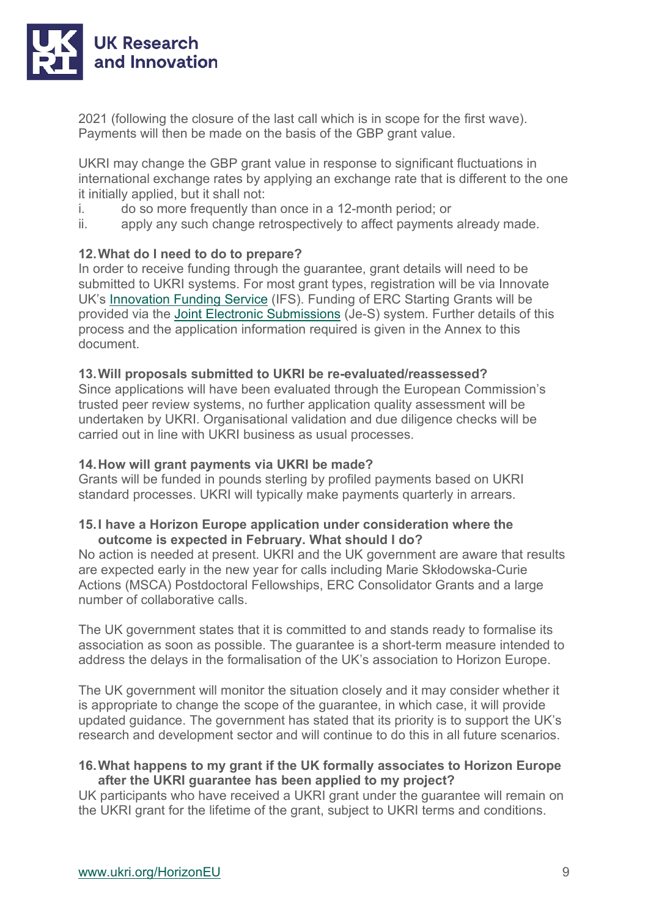2021 (following the closure of the last call which is in scope for the first wave). Payments will then be made on the basis of the GBP grant value.

UKRI may change the GBP grant value in response to significant fluctuations in international exchange rates by applying an exchange rate that is different to the one it initially applied, but it shall not:

i. do so more frequently than once in a 12-month period; or
ii. apply any such change retrospectively to affect payments already made.

**12. What do I need to do to prepare?**

In order to receive funding through the guarantee, grant details will need to be submitted to UKRI systems. For most grant types, registration will be via Innovate UK's Innovation Funding Service (IFS). Funding of ERC Starting Grants will be provided via the Joint Electronic Submissions (Je-S) system. Further details of this process and the application information required is given in the Annex to this document.

**13. Will proposals submitted to UKRI be re-evaluated/reassessed?**

Since applications will have been evaluated through the European Commission's trusted peer review systems, no further application quality assessment will be undertaken by UKRI. Organisational validation and due diligence checks will be carried out in line with UKRI business as usual processes.

**14. How will grant payments via UKRI be made?**

Grants will be funded in pounds sterling by profiled payments based on UKRI standard processes. UKRI will typically make payments quarterly in arrears.

**15. I have a Horizon Europe application under consideration where the outcome is expected in February. What should I do?**

No action is needed at present. UKRI and the UK government are aware that results are expected early in the new year for calls including Marie Skłodowska-Curie Actions (MSCA) Postdoctoral Fellowships, ERC Consolidator Grants and a large number of collaborative calls.

The UK government states that it is committed to and stands ready to formalise its association as soon as possible. The guarantee is a short-term measure intended to address the delays in the formalisation of the UK's association to Horizon Europe.

The UK government will monitor the situation closely and it may consider whether it is appropriate to change the scope of the guarantee, in which case, it will provide updated guidance. The government has stated that its priority is to support the UK's research and development sector and will continue to do this in all future scenarios.

**16. What happens to my grant if the UK formally associates to Horizon Europe after the UKRI guarantee has been applied to my project?**

UK participants who have received a UKRI grant under the guarantee will remain on the UKRI grant for the lifetime of the grant, subject to UKRI terms and conditions.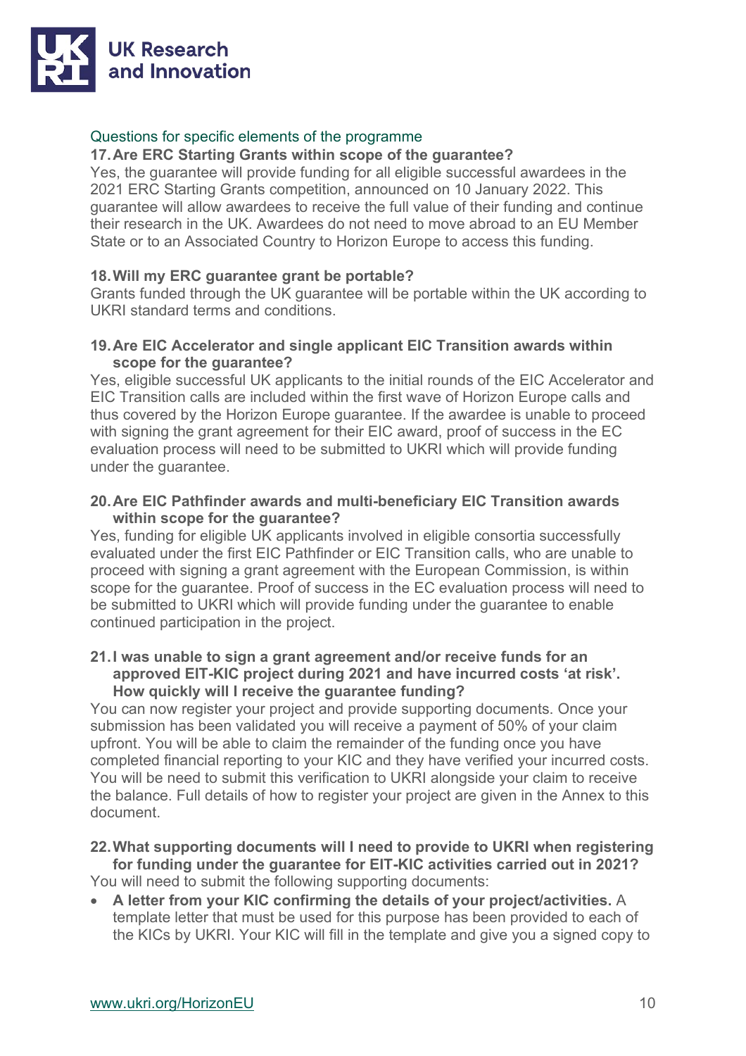## Questions for specific elements of the programme

### 17. Are ERC Starting Grants within scope of the guarantee?

Yes, the guarantee will provide funding for all eligible successful awardees in the 2021 ERC Starting Grants competition, announced on 10 January 2022. This guarantee will allow awardees to receive the full value of their funding and continue their research in the UK. Awardees do not need to move abroad to an EU Member State or to an Associated Country to Horizon Europe to access this funding.

### 18. Will my ERC guarantee grant be portable?

Grants funded through the UK guarantee will be portable within the UK according to UKRI standard terms and conditions.

### 19. Are EIC Accelerator and single applicant EIC Transition awards within scope for the guarantee?

Yes, eligible successful UK applicants to the initial rounds of the EIC Accelerator and EIC Transition calls are included within the first wave of Horizon Europe calls and thus covered by the Horizon Europe guarantee. If the awardee is unable to proceed with signing the grant agreement for their EIC award, proof of success in the EC evaluation process will need to be submitted to UKRI which will provide funding under the guarantee.

### 20. Are EIC Pathfinder awards and multi-beneficiary EIC Transition awards within scope for the guarantee?

Yes, funding for eligible UK applicants involved in eligible consortia successfully evaluated under the first EIC Pathfinder or EIC Transition calls, who are unable to proceed with signing a grant agreement with the European Commission, is within scope for the guarantee. Proof of success in the EC evaluation process will need to be submitted to UKRI which will provide funding under the guarantee to enable continued participation in the project.

### 21. I was unable to sign a grant agreement and/or receive funds for an approved EIT-KIC project during 2021 and have incurred costs 'at risk'. How quickly will I receive the guarantee funding?

You can now register your project and provide supporting documents. Once your submission has been validated you will receive a payment of 50% of your claim upfront. You will be able to claim the remainder of the funding once you have completed financial reporting to your KIC and they have verified your incurred costs. You will be need to submit this verification to UKRI alongside your claim to receive the balance. Full details of how to register your project are given in the Annex to this document.

### 22. What supporting documents will I need to provide to UKRI when registering for funding under the guarantee for EIT-KIC activities carried out in 2021?

You will need to submit the following supporting documents:

- **A letter from your KIC confirming the details of your project/activities.** A template letter that must be used for this purpose has been provided to each of the KICs by UKRI. Your KIC will fill in the template and give you a signed copy to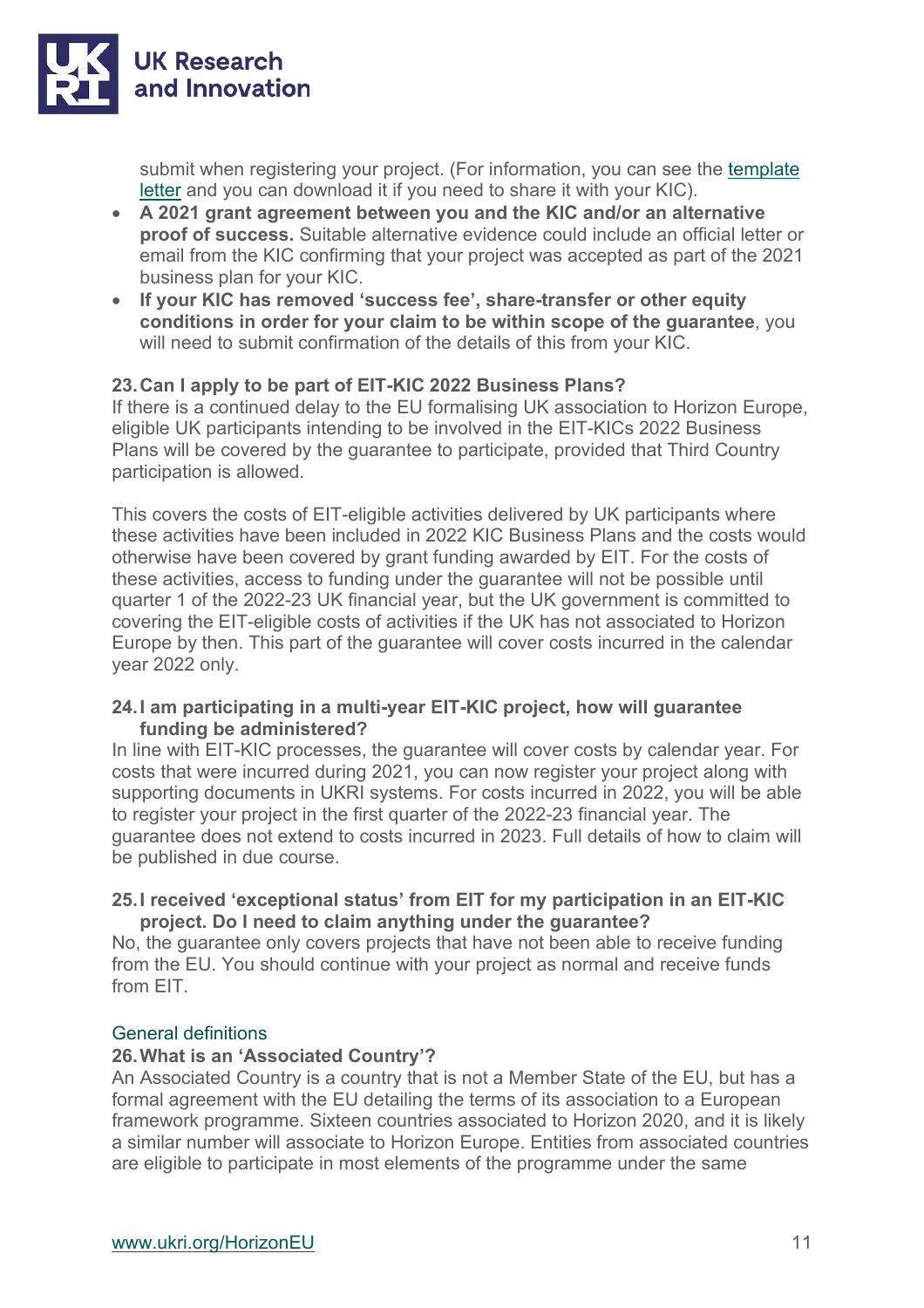submit when registering your project. (For information, you can see the [template letter](#) and you can download it if you need to share it with your KIC).

- **A 2021 grant agreement between you and the KIC and/or an alternative proof of success.** Suitable alternative evidence could include an official letter or email from the KIC confirming that your project was accepted as part of the 2021 business plan for your KIC.
- **If your KIC has removed 'success fee', share-transfer or other equity conditions in order for your claim to be within scope of the guarantee**, you will need to submit confirmation of the details of this from your KIC.

### 23. Can I apply to be part of EIT-KIC 2022 Business Plans?

If there is a continued delay to the EU formalising UK association to Horizon Europe, eligible UK participants intending to be involved in the EIT-KICs 2022 Business Plans will be covered by the guarantee to participate, provided that Third Country participation is allowed.

This covers the costs of EIT-eligible activities delivered by UK participants where these activities have been included in 2022 KIC Business Plans and the costs would otherwise have been covered by grant funding awarded by EIT. For the costs of these activities, access to funding under the guarantee will not be possible until quarter 1 of the 2022-23 UK financial year, but the UK government is committed to covering the EIT-eligible costs of activities if the UK has not associated to Horizon Europe by then. This part of the guarantee will cover costs incurred in the calendar year 2022 only.

### 24. I am participating in a multi-year EIT-KIC project, how will guarantee funding be administered?

In line with EIT-KIC processes, the guarantee will cover costs by calendar year. For costs that were incurred during 2021, you can now register your project along with supporting documents in UKRI systems. For costs incurred in 2022, you will be able to register your project in the first quarter of the 2022-23 financial year. The guarantee does not extend to costs incurred in 2023. Full details of how to claim will be published in due course.

### 25. I received 'exceptional status' from EIT for my participation in an EIT-KIC project. Do I need to claim anything under the guarantee?

No, the guarantee only covers projects that have not been able to receive funding from the EU. You should continue with your project as normal and receive funds from EIT.

## General definitions

### 26. What is an 'Associated Country'?

An Associated Country is a country that is not a Member State of the EU, but has a formal agreement with the EU detailing the terms of its association to a European framework programme. Sixteen countries associated to Horizon 2020, and it is likely a similar number will associate to Horizon Europe. Entities from associated countries are eligible to participate in most elements of the programme under the same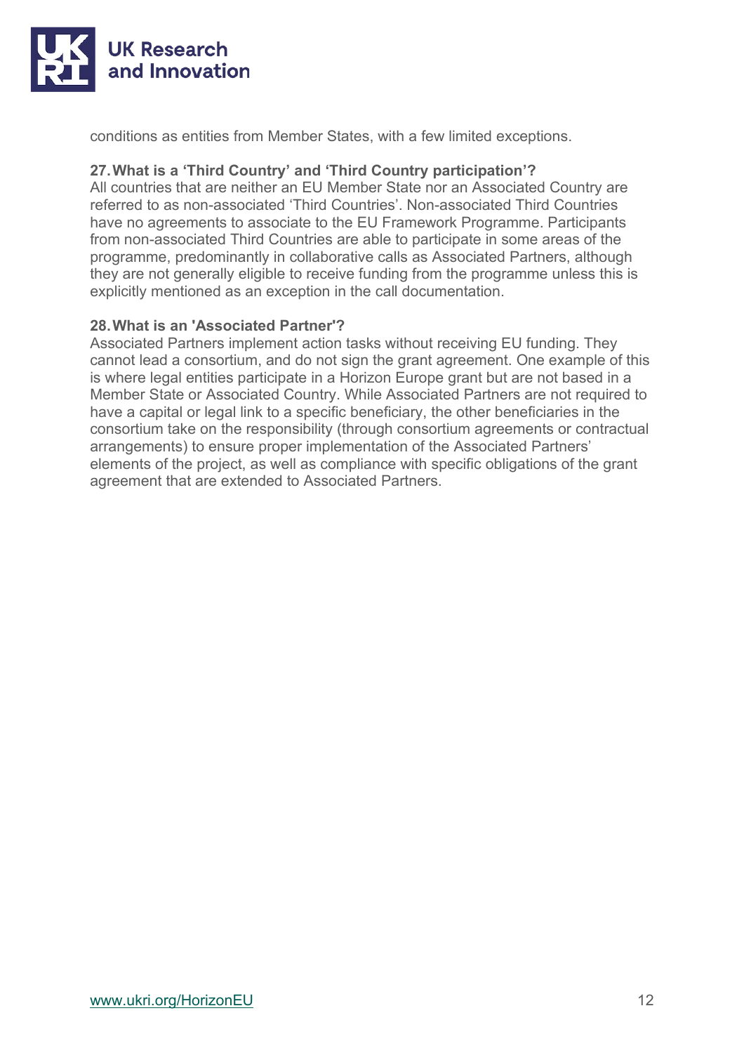conditions as entities from Member States, with a few limited exceptions.

**27. What is a 'Third Country' and 'Third Country participation'?**

All countries that are neither an EU Member State nor an Associated Country are referred to as non-associated 'Third Countries'. Non-associated Third Countries have no agreements to associate to the EU Framework Programme. Participants from non-associated Third Countries are able to participate in some areas of the programme, predominantly in collaborative calls as Associated Partners, although they are not generally eligible to receive funding from the programme unless this is explicitly mentioned as an exception in the call documentation.

**28. What is an 'Associated Partner'?**

Associated Partners implement action tasks without receiving EU funding. They cannot lead a consortium, and do not sign the grant agreement. One example of this is where legal entities participate in a Horizon Europe grant but are not based in a Member State or Associated Country. While Associated Partners are not required to have a capital or legal link to a specific beneficiary, the other beneficiaries in the consortium take on the responsibility (through consortium agreements or contractual arrangements) to ensure proper implementation of the Associated Partners' elements of the project, as well as compliance with specific obligations of the grant agreement that are extended to Associated Partners.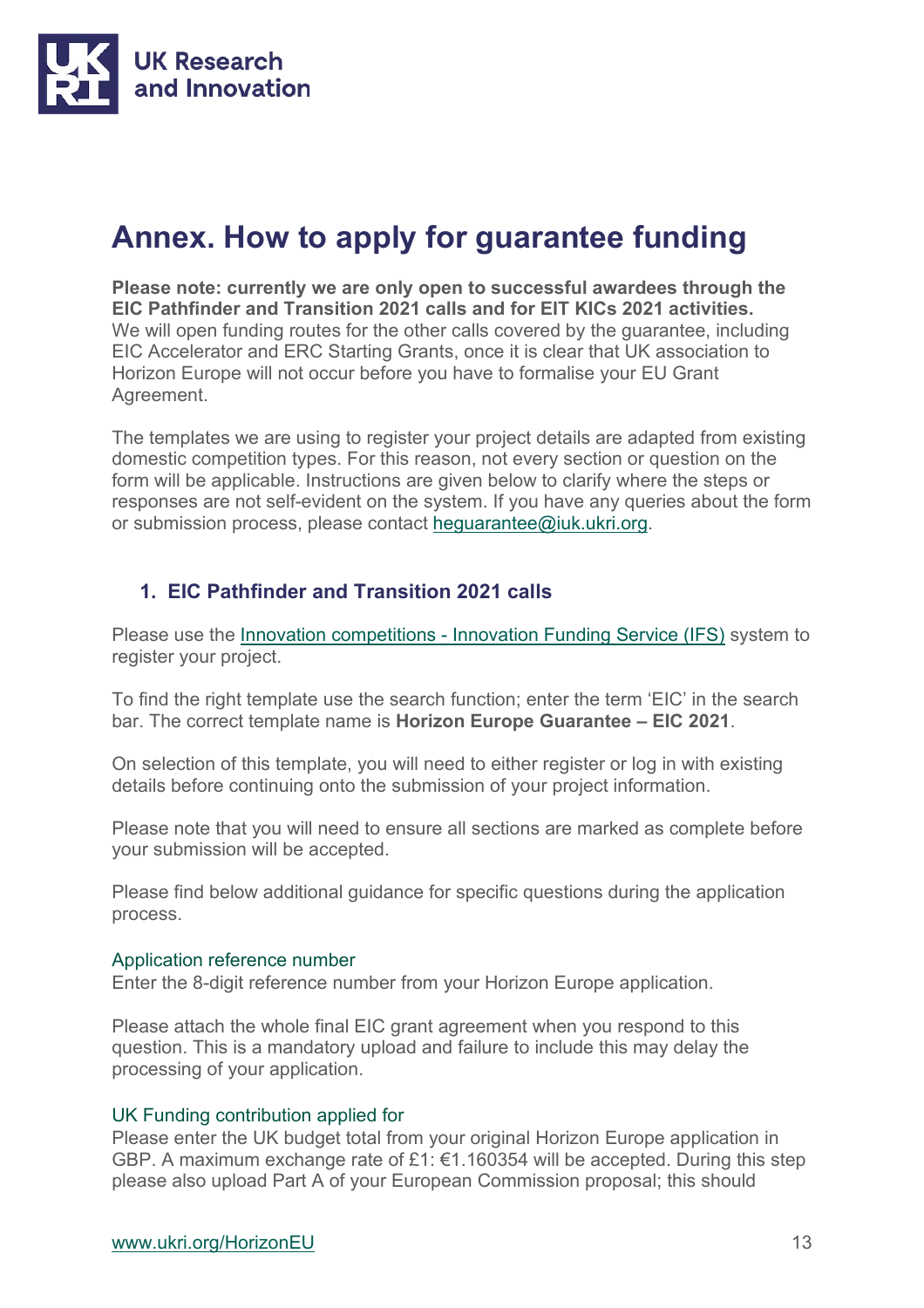# Annex. How to apply for guarantee funding

**Please note: currently we are only open to successful awardees through the EIC Pathfinder and Transition 2021 calls and for EIT KICs 2021 activities.** We will open funding routes for the other calls covered by the guarantee, including EIC Accelerator and ERC Starting Grants, once it is clear that UK association to Horizon Europe will not occur before you have to formalise your EU Grant Agreement.

The templates we are using to register your project details are adapted from existing domestic competition types. For this reason, not every section or question on the form will be applicable. Instructions are given below to clarify where the steps or responses are not self-evident on the system. If you have any queries about the form or submission process, please contact heguarantee@iuk.ukri.org.

## 1. EIC Pathfinder and Transition 2021 calls

Please use the Innovation competitions - Innovation Funding Service (IFS) system to register your project.

To find the right template use the search function; enter the term 'EIC' in the search bar. The correct template name is **Horizon Europe Guarantee – EIC 2021**.

On selection of this template, you will need to either register or log in with existing details before continuing onto the submission of your project information.

Please note that you will need to ensure all sections are marked as complete before your submission will be accepted.

Please find below additional guidance for specific questions during the application process.

### Application reference number

Enter the 8-digit reference number from your Horizon Europe application.

Please attach the whole final EIC grant agreement when you respond to this question. This is a mandatory upload and failure to include this may delay the processing of your application.

### UK Funding contribution applied for

Please enter the UK budget total from your original Horizon Europe application in GBP. A maximum exchange rate of £1: €1.160354 will be accepted. During this step please also upload Part A of your European Commission proposal; this should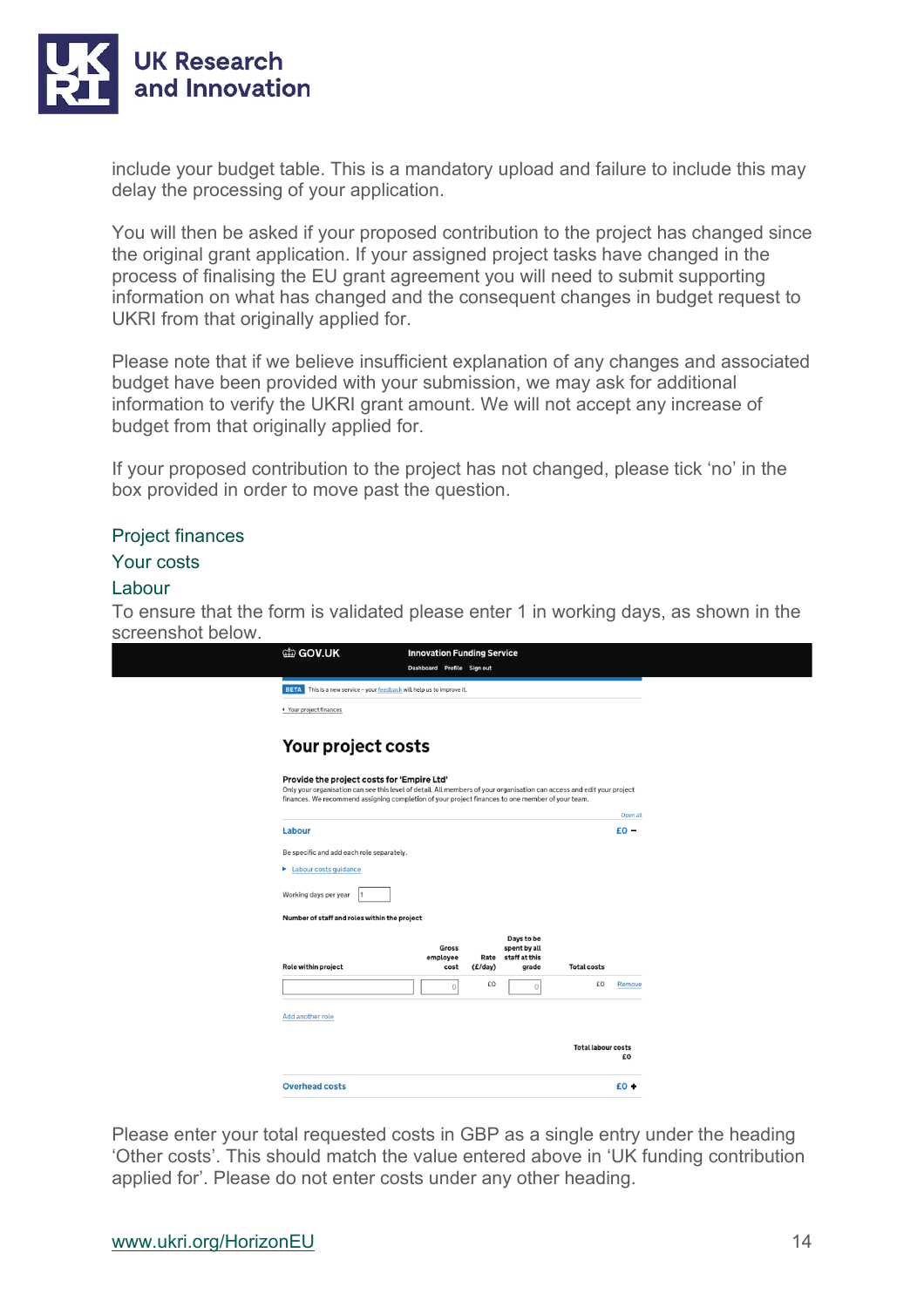include your budget table. This is a mandatory upload and failure to include this may delay the processing of your application.

You will then be asked if your proposed contribution to the project has changed since the original grant application. If your assigned project tasks have changed in the process of finalising the EU grant agreement you will need to submit supporting information on what has changed and the consequent changes in budget request to UKRI from that originally applied for.

Please note that if we believe insufficient explanation of any changes and associated budget have been provided with your submission, we may ask for additional information to verify the UKRI grant amount. We will not accept any increase of budget from that originally applied for.

If your proposed contribution to the project has not changed, please tick 'no' in the box provided in order to move past the question.

### Project finances

### Your costs

### Labour

To ensure that the form is validated please enter 1 in working days, as shown in the screenshot below.

Please enter your total requested costs in GBP as a single entry under the heading 'Other costs'. This should match the value entered above in 'UK funding contribution applied for'. Please do not enter costs under any other heading.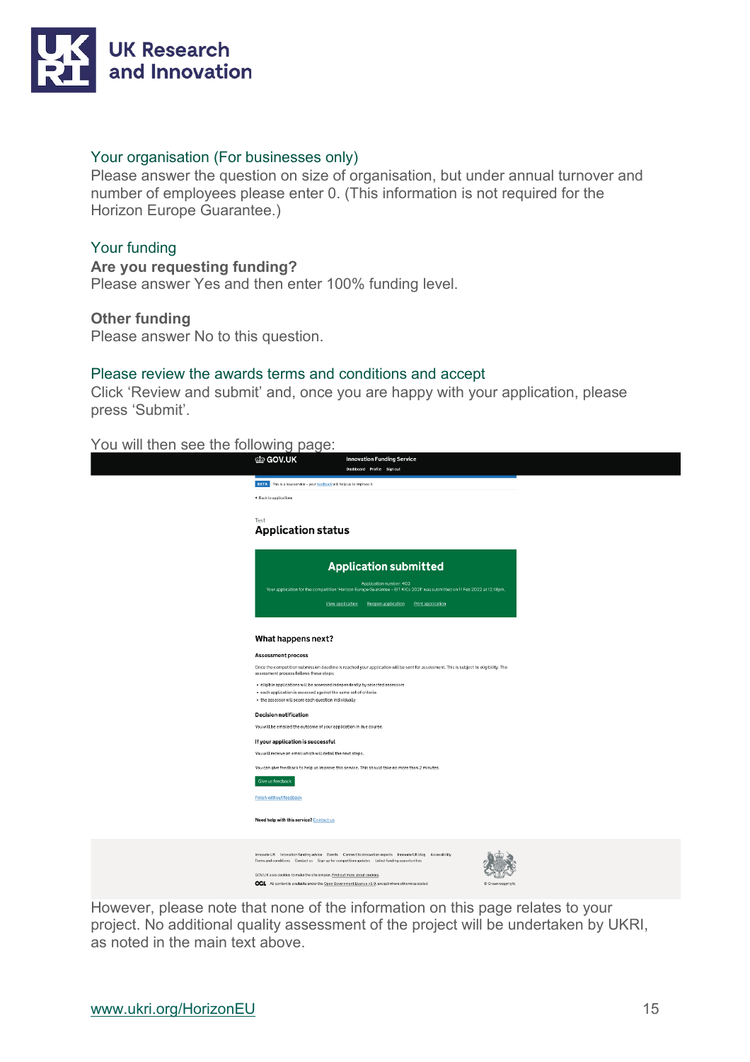### Your organisation (For businesses only)

Please answer the question on size of organisation, but under annual turnover and number of employees please enter 0. (This information is not required for the Horizon Europe Guarantee.)

### Your funding

**Are you requesting funding?**

Please answer Yes and then enter 100% funding level.

**Other funding**

Please answer No to this question.

### Please review the awards terms and conditions and accept

Click ‘Review and submit’ and, once you are happy with your application, please press ‘Submit’.

You will then see the following page:

GOV.UK | Innovation Funding Service

Dashboard | Profile | Sign out

BETA This is a new service – your feedback will help us to improve it.

Back to applications

Test

**Application status**

**Application submitted**

Application number: 403

Your application for the competition 'Horizon Europe Guarantee – EIT KICs 2021' was submitted on 11 Feb 2022 at 12:18pm.

View application | Reopen application | Print application

**What happens next?**

**Assessment process**

Once the competition submission deadline is reached your application will be sent for assessment. This is subject to eligibility. The assessment process follows these steps:

- eligible applications will be assessed independently by selected assessors
- each application is assessed against the same set of criteria
- the assessor will score each question individually

**Decision notification**

You will be emailed the outcome of your application in due course.

**If your application is successful**

You will receive an email which will detail the next steps.

You can give feedback to help us improve this service. This should take no more than 2 minutes.

Give us feedback

Finish without feedback

Need help with this service? Contact us

However, please note that none of the information on this page relates to your project. No additional quality assessment of the project will be undertaken by UKRI, as noted in the main text above.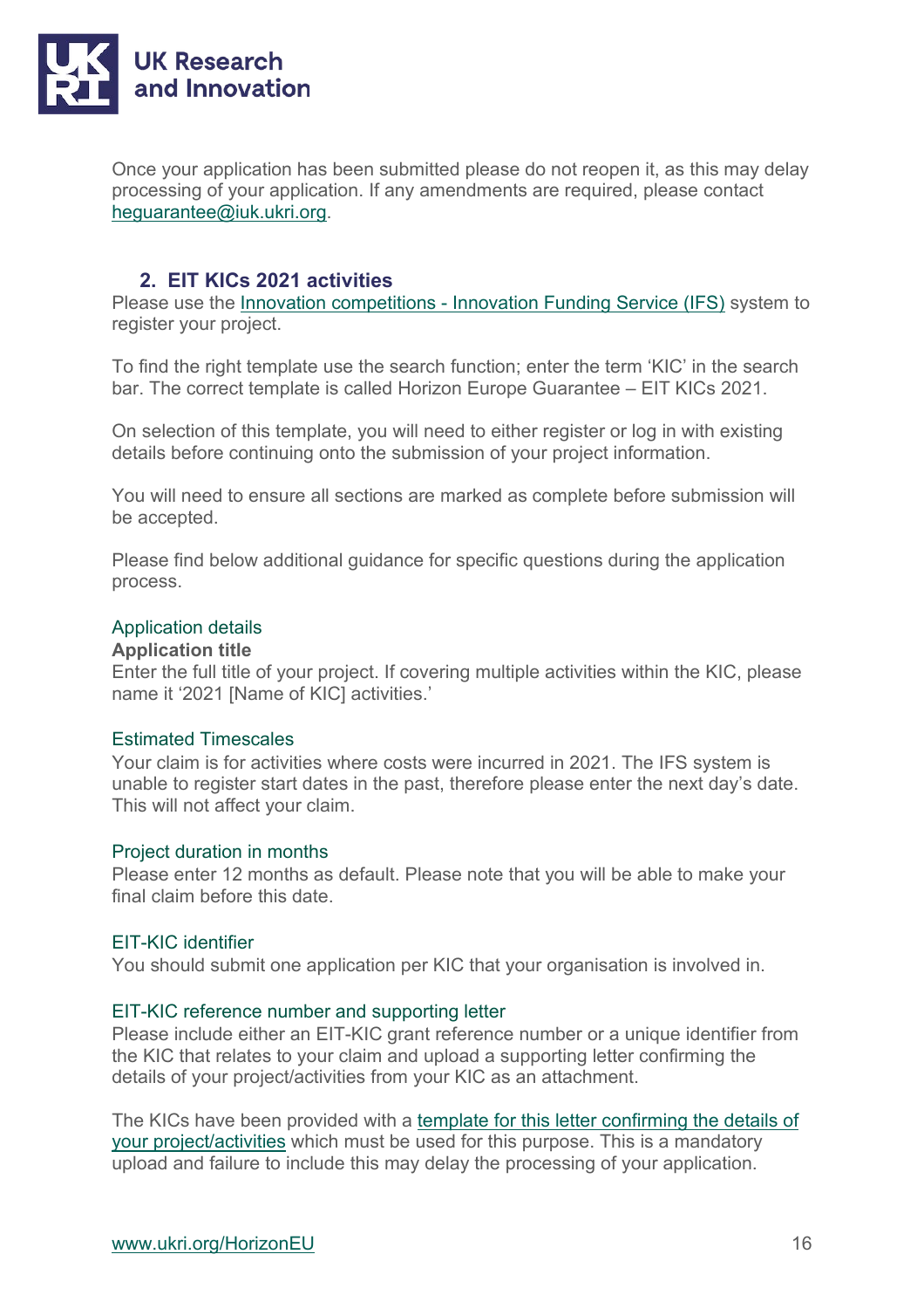Once your application has been submitted please do not reopen it, as this may delay processing of your application. If any amendments are required, please contact [heguarantee@iuk.ukri.org](mailto:heguarantee@iuk.ukri.org).

## 2. EIT KICs 2021 activities

Please use the [Innovation competitions - Innovation Funding Service (IFS)](#) system to register your project.

To find the right template use the search function; enter the term 'KIC' in the search bar. The correct template is called Horizon Europe Guarantee – EIT KICs 2021.

On selection of this template, you will need to either register or log in with existing details before continuing onto the submission of your project information.

You will need to ensure all sections are marked as complete before submission will be accepted.

Please find below additional guidance for specific questions during the application process.

### Application details

**Application title**

Enter the full title of your project. If covering multiple activities within the KIC, please name it '2021 [Name of KIC] activities.'

### Estimated Timescales

Your claim is for activities where costs were incurred in 2021. The IFS system is unable to register start dates in the past, therefore please enter the next day's date. This will not affect your claim.

### Project duration in months

Please enter 12 months as default. Please note that you will be able to make your final claim before this date.

### EIT-KIC identifier

You should submit one application per KIC that your organisation is involved in.

### EIT-KIC reference number and supporting letter

Please include either an EIT-KIC grant reference number or a unique identifier from the KIC that relates to your claim and upload a supporting letter confirming the details of your project/activities from your KIC as an attachment.

The KICs have been provided with a [template for this letter confirming the details of your project/activities](#) which must be used for this purpose. This is a mandatory upload and failure to include this may delay the processing of your application.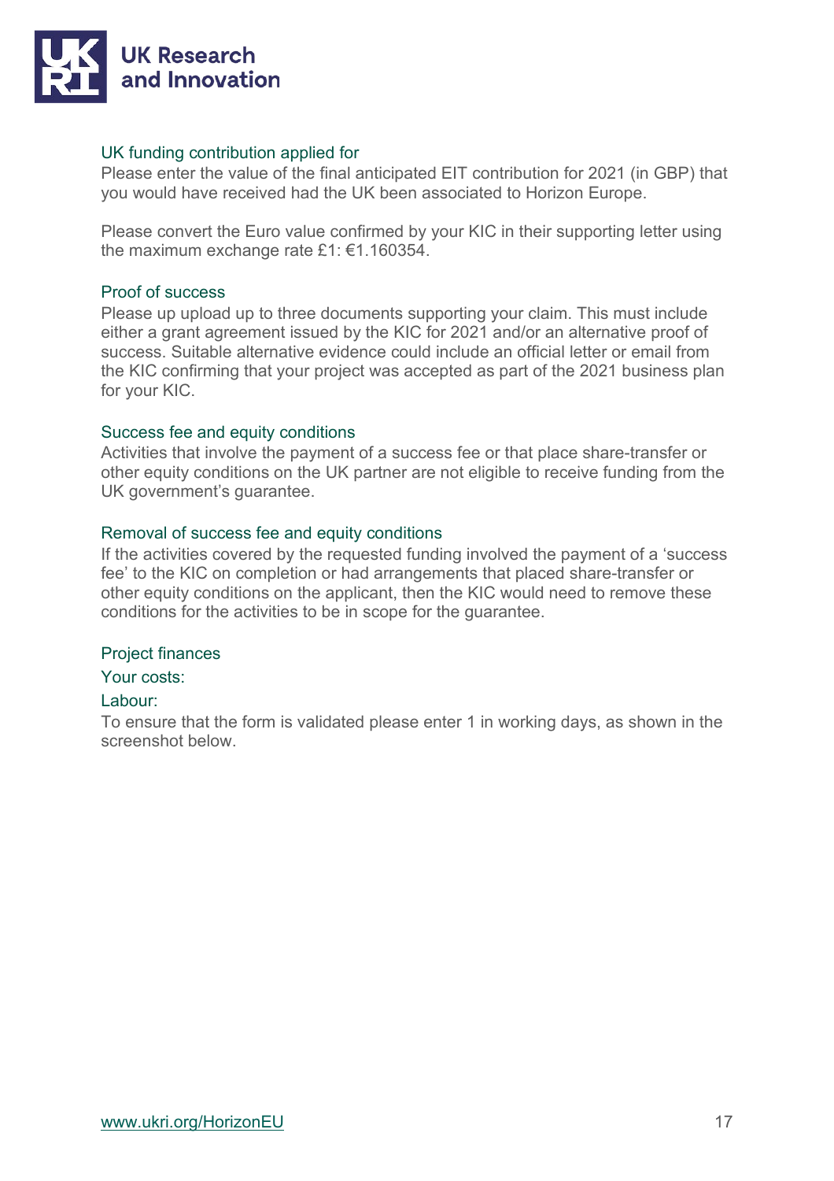### UK funding contribution applied for

Please enter the value of the final anticipated EIT contribution for 2021 (in GBP) that you would have received had the UK been associated to Horizon Europe.

Please convert the Euro value confirmed by your KIC in their supporting letter using the maximum exchange rate £1: €1.160354.

### Proof of success

Please up upload up to three documents supporting your claim. This must include either a grant agreement issued by the KIC for 2021 and/or an alternative proof of success. Suitable alternative evidence could include an official letter or email from the KIC confirming that your project was accepted as part of the 2021 business plan for your KIC.

### Success fee and equity conditions

Activities that involve the payment of a success fee or that place share-transfer or other equity conditions on the UK partner are not eligible to receive funding from the UK government's guarantee.

### Removal of success fee and equity conditions

If the activities covered by the requested funding involved the payment of a 'success fee' to the KIC on completion or had arrangements that placed share-transfer or other equity conditions on the applicant, then the KIC would need to remove these conditions for the activities to be in scope for the guarantee.

### Project finances

#### Your costs:

#### Labour:

To ensure that the form is validated please enter 1 in working days, as shown in the screenshot below.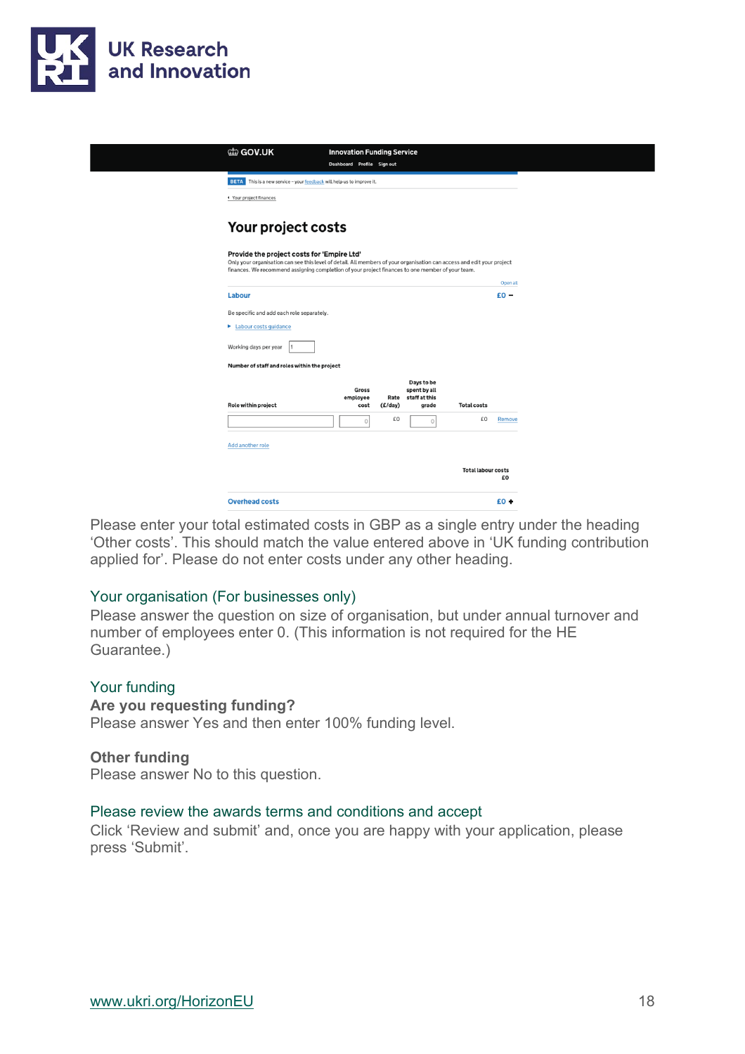GOV.UK Innovation Funding Service

Dashboard Profile Sign out

BETA This is a new service – your feedback will help us to improve it.

‹ Your project finances

# Your project costs

**Provide the project costs for 'Empire Ltd'**

Only your organisation can see this level of detail. All members of your organisation can access and edit your project finances. We recommend assigning completion of your project finances to one member of your team.

Open all

**Labour** £0 −

Be specific and add each role separately.

▸ Labour costs guidance

Working days per year 1

**Number of staff and roles within the project**

| Role within project | Gross employee cost | Rate (£/day) | Days to be spent by all staff at this grade | Total costs | |
|---|---|---|---|---|---|
| | 0 | £0 | 0 | £0 | Remove |

Add another role

Total labour costs £0

**Overhead costs** £0 +

Please enter your total estimated costs in GBP as a single entry under the heading 'Other costs'. This should match the value entered above in 'UK funding contribution applied for'. Please do not enter costs under any other heading.

## Your organisation (For businesses only)

Please answer the question on size of organisation, but under annual turnover and number of employees enter 0. (This information is not required for the HE Guarantee.)

## Your funding

**Are you requesting funding?**

Please answer Yes and then enter 100% funding level.

**Other funding**

Please answer No to this question.

## Please review the awards terms and conditions and accept

Click 'Review and submit' and, once you are happy with your application, please press 'Submit'.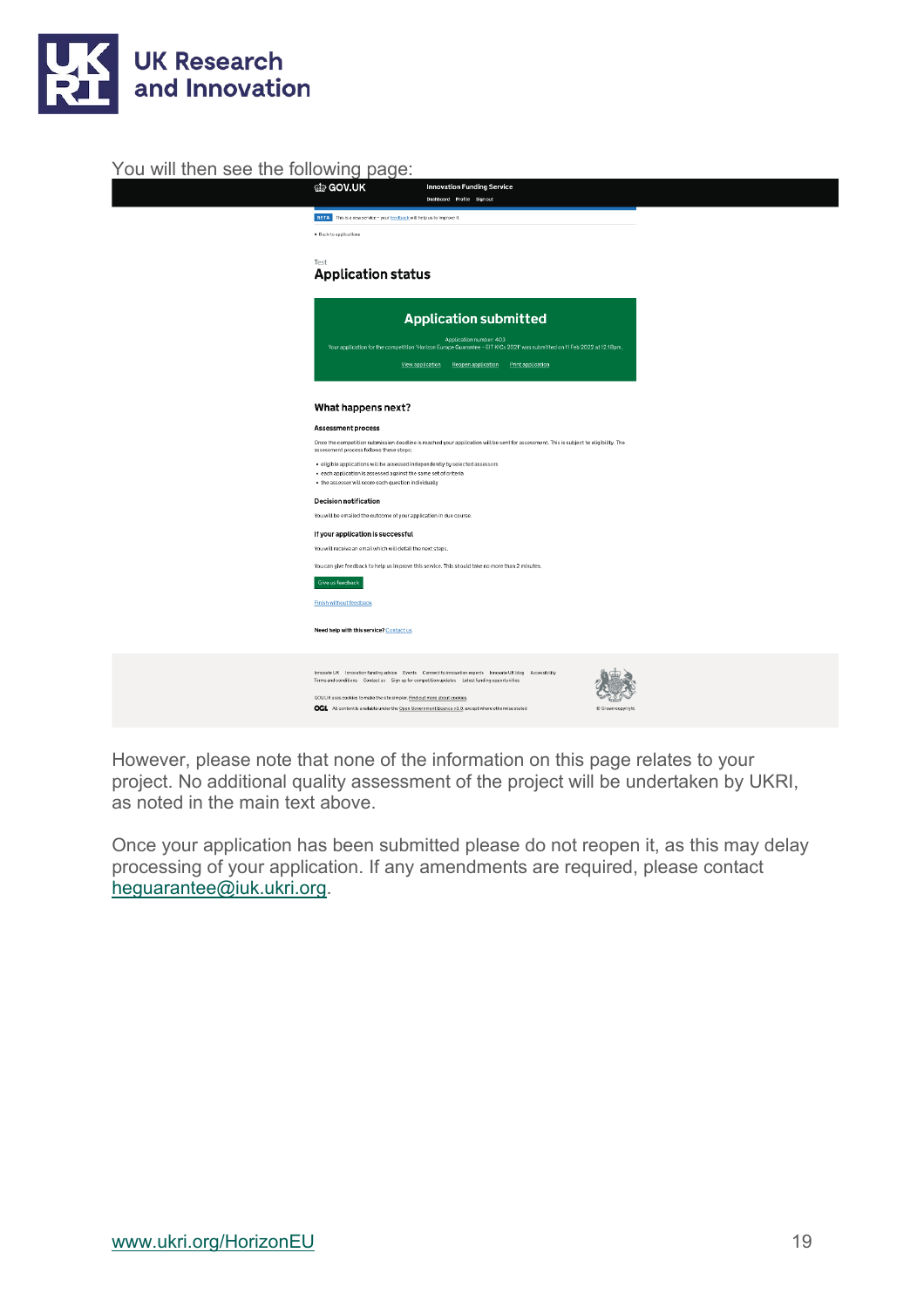You will then see the following page:

However, please note that none of the information on this page relates to your project. No additional quality assessment of the project will be undertaken by UKRI, as noted in the main text above.

Once your application has been submitted please do not reopen it, as this may delay processing of your application. If any amendments are required, please contact heguarantee@iuk.ukri.org.